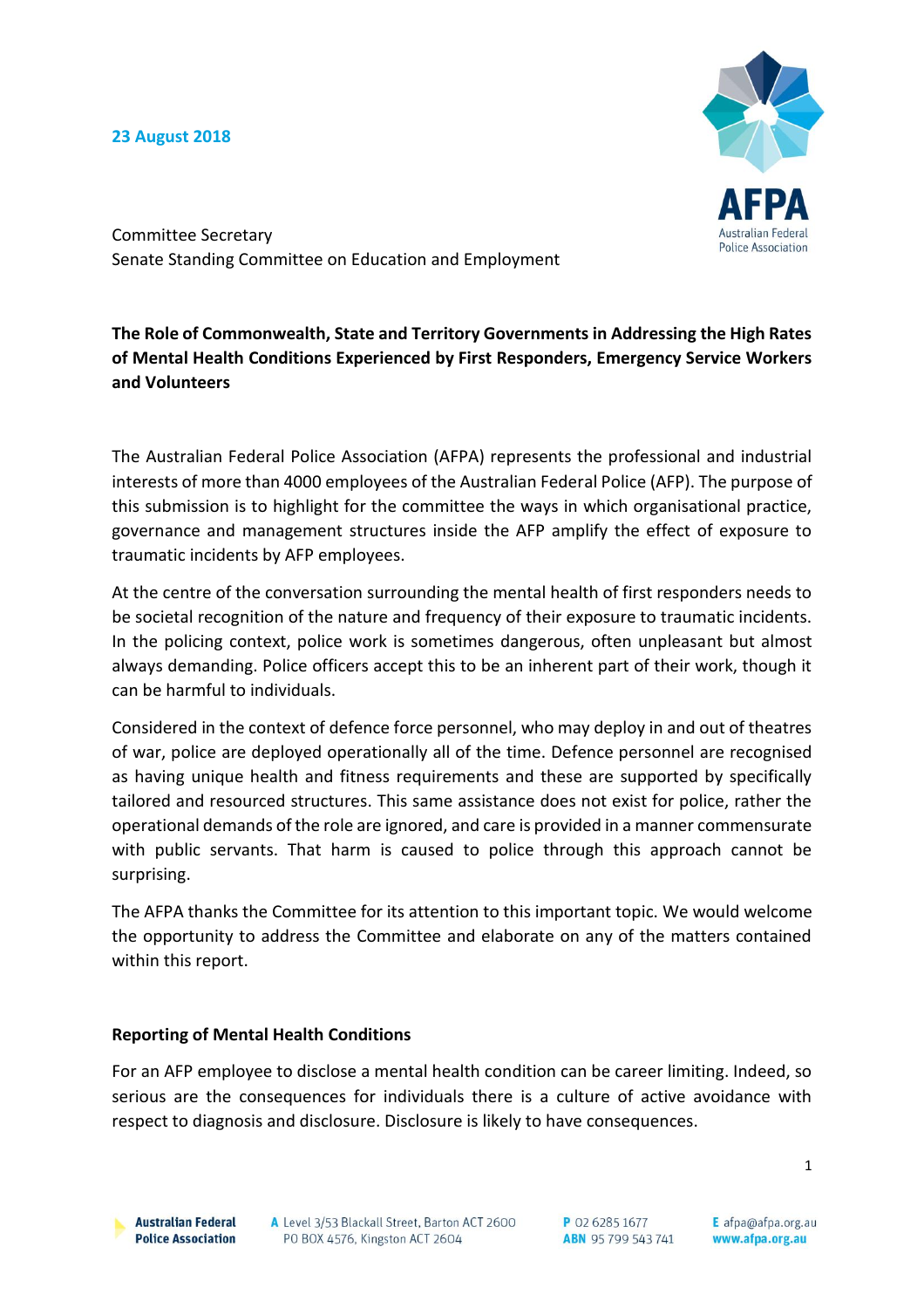**23 August 2018**

Committee Secretary
Senate Standing Committee on Education and Employment

**The Role of Commonwealth, State and Territory Governments in Addressing the High Rates of Mental Health Conditions Experienced by First Responders, Emergency Service Workers and Volunteers**

The Australian Federal Police Association (AFPA) represents the professional and industrial interests of more than 4000 employees of the Australian Federal Police (AFP). The purpose of this submission is to highlight for the committee the ways in which organisational practice, governance and management structures inside the AFP amplify the effect of exposure to traumatic incidents by AFP employees.

At the centre of the conversation surrounding the mental health of first responders needs to be societal recognition of the nature and frequency of their exposure to traumatic incidents. In the policing context, police work is sometimes dangerous, often unpleasant but almost always demanding. Police officers accept this to be an inherent part of their work, though it can be harmful to individuals.

Considered in the context of defence force personnel, who may deploy in and out of theatres of war, police are deployed operationally all of the time. Defence personnel are recognised as having unique health and fitness requirements and these are supported by specifically tailored and resourced structures. This same assistance does not exist for police, rather the operational demands of the role are ignored, and care is provided in a manner commensurate with public servants. That harm is caused to police through this approach cannot be surprising.

The AFPA thanks the Committee for its attention to this important topic. We would welcome the opportunity to address the Committee and elaborate on any of the matters contained within this report.

## Reporting of Mental Health Conditions

For an AFP employee to disclose a mental health condition can be career limiting. Indeed, so serious are the consequences for individuals there is a culture of active avoidance with respect to diagnosis and disclosure. Disclosure is likely to have consequences.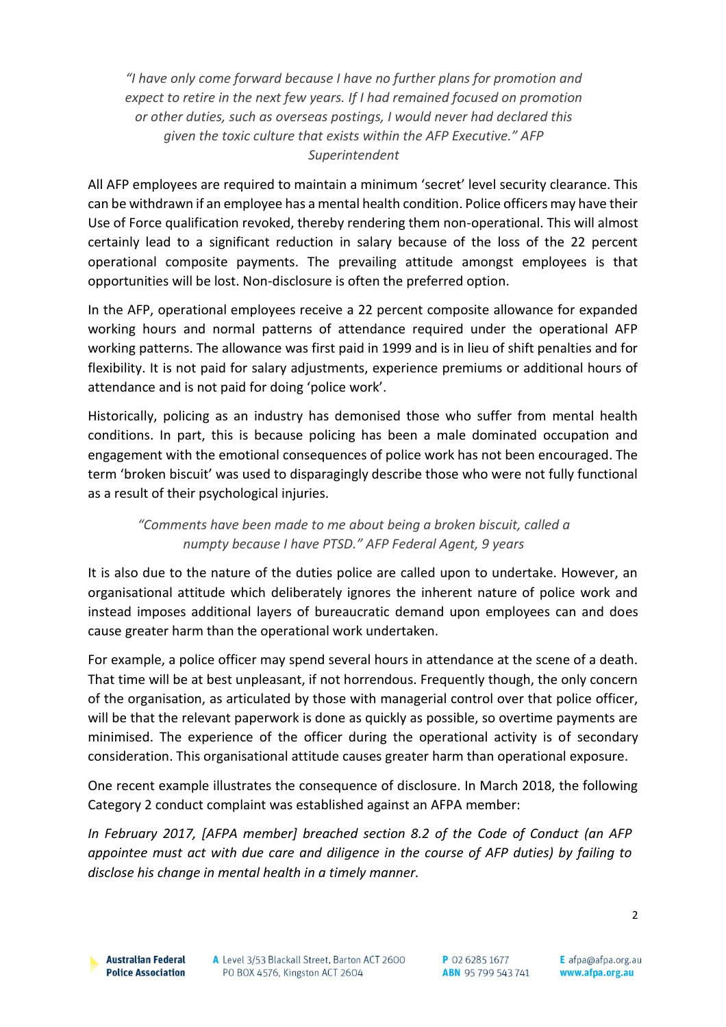> *"I have only come forward because I have no further plans for promotion and expect to retire in the next few years. If I had remained focused on promotion or other duties, such as overseas postings, I would never had declared this given the toxic culture that exists within the AFP Executive." AFP Superintendent*

All AFP employees are required to maintain a minimum 'secret' level security clearance. This can be withdrawn if an employee has a mental health condition. Police officers may have their Use of Force qualification revoked, thereby rendering them non-operational. This will almost certainly lead to a significant reduction in salary because of the loss of the 22 percent operational composite payments. The prevailing attitude amongst employees is that opportunities will be lost. Non-disclosure is often the preferred option.

In the AFP, operational employees receive a 22 percent composite allowance for expanded working hours and normal patterns of attendance required under the operational AFP working patterns. The allowance was first paid in 1999 and is in lieu of shift penalties and for flexibility. It is not paid for salary adjustments, experience premiums or additional hours of attendance and is not paid for doing 'police work'.

Historically, policing as an industry has demonised those who suffer from mental health conditions. In part, this is because policing has been a male dominated occupation and engagement with the emotional consequences of police work has not been encouraged. The term 'broken biscuit' was used to disparagingly describe those who were not fully functional as a result of their psychological injuries.

> *"Comments have been made to me about being a broken biscuit, called a numpty because I have PTSD." AFP Federal Agent, 9 years*

It is also due to the nature of the duties police are called upon to undertake. However, an organisational attitude which deliberately ignores the inherent nature of police work and instead imposes additional layers of bureaucratic demand upon employees can and does cause greater harm than the operational work undertaken.

For example, a police officer may spend several hours in attendance at the scene of a death. That time will be at best unpleasant, if not horrendous. Frequently though, the only concern of the organisation, as articulated by those with managerial control over that police officer, will be that the relevant paperwork is done as quickly as possible, so overtime payments are minimised. The experience of the officer during the operational activity is of secondary consideration. This organisational attitude causes greater harm than operational exposure.

One recent example illustrates the consequence of disclosure. In March 2018, the following Category 2 conduct complaint was established against an AFPA member:

*In February 2017, [AFPA member] breached section 8.2 of the Code of Conduct (an AFP appointee must act with due care and diligence in the course of AFP duties) by failing to disclose his change in mental health in a timely manner.*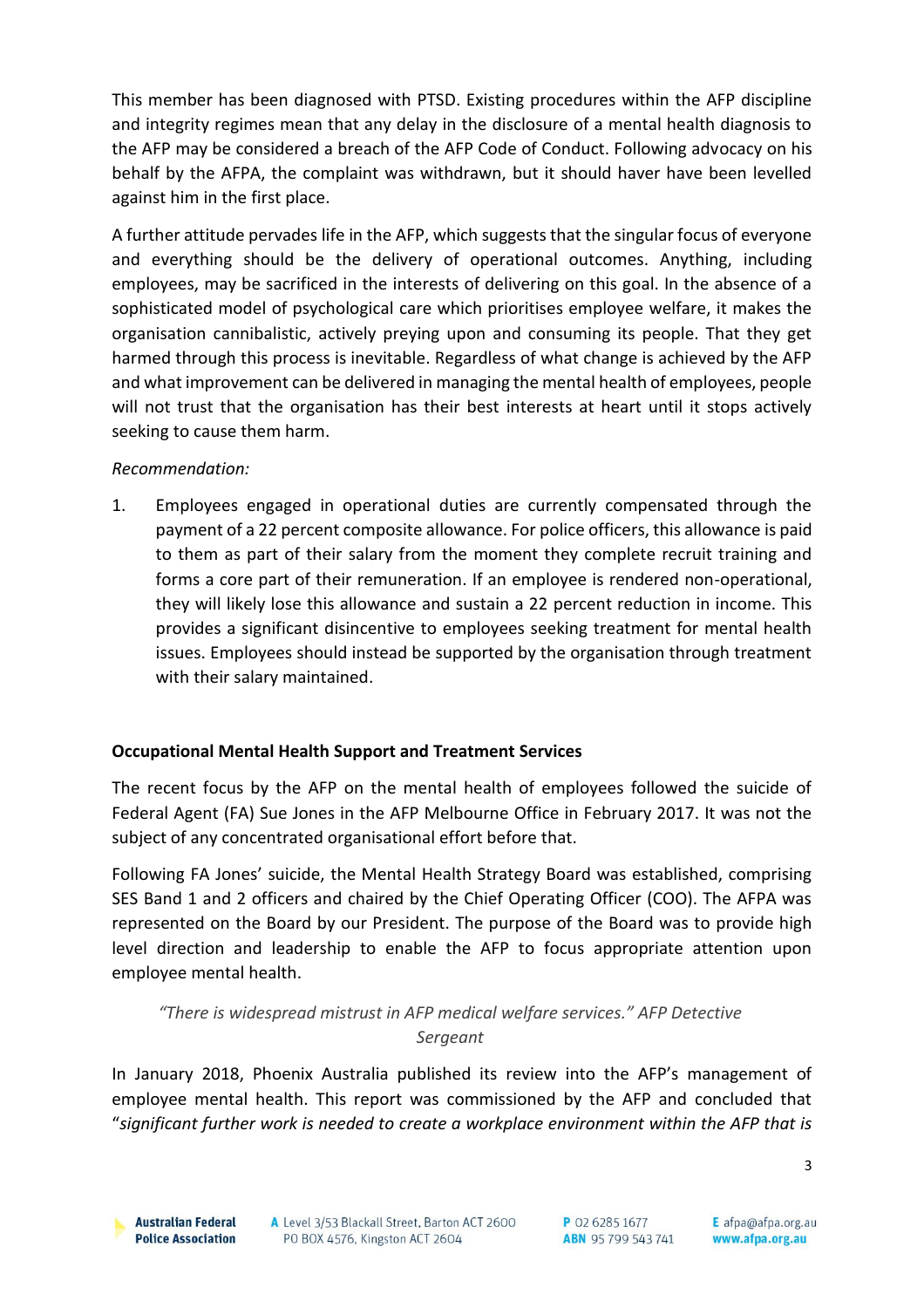This member has been diagnosed with PTSD. Existing procedures within the AFP discipline and integrity regimes mean that any delay in the disclosure of a mental health diagnosis to the AFP may be considered a breach of the AFP Code of Conduct. Following advocacy on his behalf by the AFPA, the complaint was withdrawn, but it should haver have been levelled against him in the first place.

A further attitude pervades life in the AFP, which suggests that the singular focus of everyone and everything should be the delivery of operational outcomes. Anything, including employees, may be sacrificed in the interests of delivering on this goal. In the absence of a sophisticated model of psychological care which prioritises employee welfare, it makes the organisation cannibalistic, actively preying upon and consuming its people. That they get harmed through this process is inevitable. Regardless of what change is achieved by the AFP and what improvement can be delivered in managing the mental health of employees, people will not trust that the organisation has their best interests at heart until it stops actively seeking to cause them harm.

*Recommendation:*

1. Employees engaged in operational duties are currently compensated through the payment of a 22 percent composite allowance. For police officers, this allowance is paid to them as part of their salary from the moment they complete recruit training and forms a core part of their remuneration. If an employee is rendered non-operational, they will likely lose this allowance and sustain a 22 percent reduction in income. This provides a significant disincentive to employees seeking treatment for mental health issues. Employees should instead be supported by the organisation through treatment with their salary maintained.

**Occupational Mental Health Support and Treatment Services**

The recent focus by the AFP on the mental health of employees followed the suicide of Federal Agent (FA) Sue Jones in the AFP Melbourne Office in February 2017. It was not the subject of any concentrated organisational effort before that.

Following FA Jones' suicide, the Mental Health Strategy Board was established, comprising SES Band 1 and 2 officers and chaired by the Chief Operating Officer (COO). The AFPA was represented on the Board by our President. The purpose of the Board was to provide high level direction and leadership to enable the AFP to focus appropriate attention upon employee mental health.

*"There is widespread mistrust in AFP medical welfare services." AFP Detective Sergeant*

In January 2018, Phoenix Australia published its review into the AFP's management of employee mental health. This report was commissioned by the AFP and concluded that "*significant further work is needed to create a workplace environment within the AFP that is*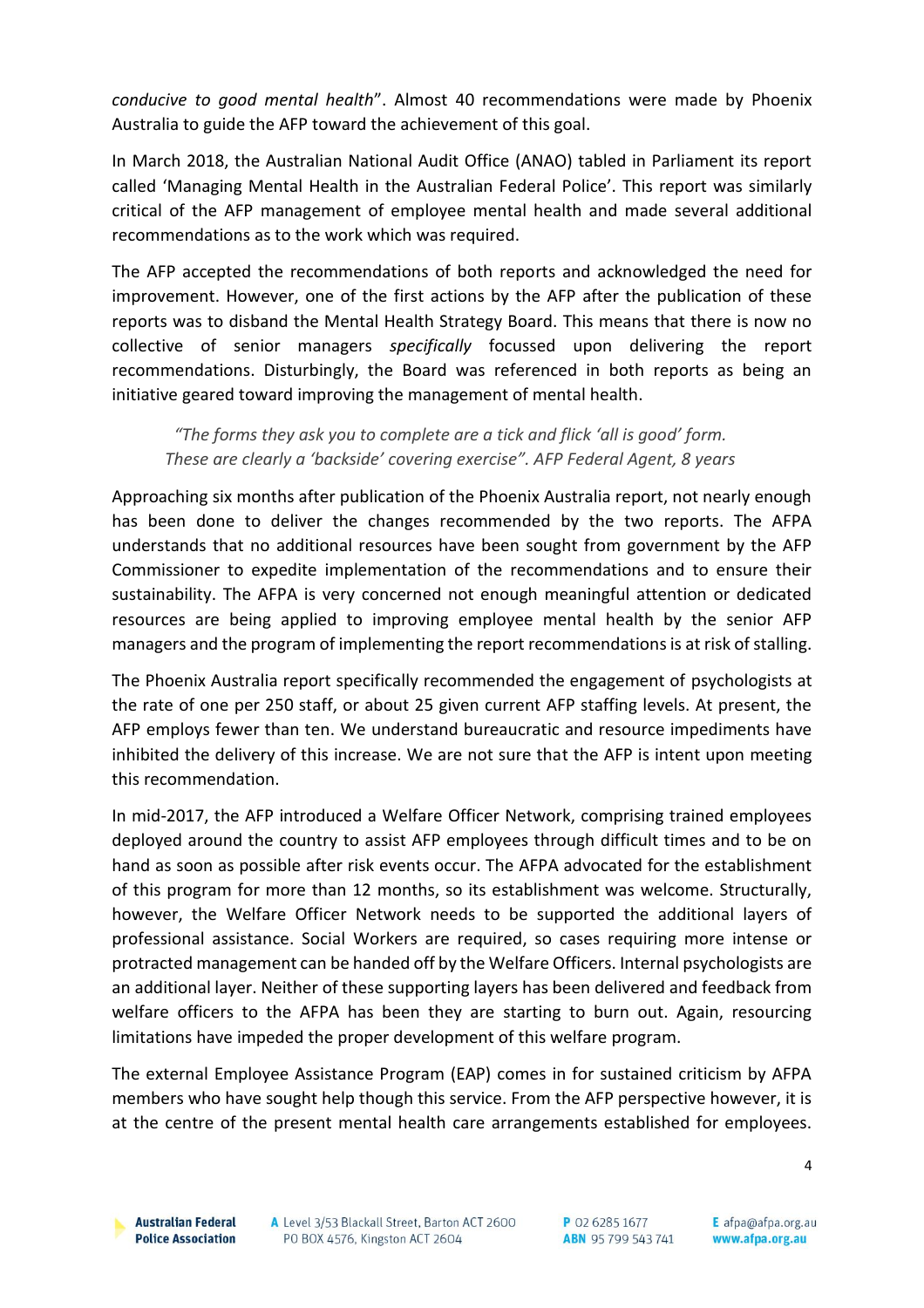*conducive to good mental health*". Almost 40 recommendations were made by Phoenix Australia to guide the AFP toward the achievement of this goal.

In March 2018, the Australian National Audit Office (ANAO) tabled in Parliament its report called 'Managing Mental Health in the Australian Federal Police'. This report was similarly critical of the AFP management of employee mental health and made several additional recommendations as to the work which was required.

The AFP accepted the recommendations of both reports and acknowledged the need for improvement. However, one of the first actions by the AFP after the publication of these reports was to disband the Mental Health Strategy Board. This means that there is now no collective of senior managers *specifically* focussed upon delivering the report recommendations. Disturbingly, the Board was referenced in both reports as being an initiative geared toward improving the management of mental health.

> *"The forms they ask you to complete are a tick and flick 'all is good' form. These are clearly a 'backside' covering exercise". AFP Federal Agent, 8 years*

Approaching six months after publication of the Phoenix Australia report, not nearly enough has been done to deliver the changes recommended by the two reports. The AFPA understands that no additional resources have been sought from government by the AFP Commissioner to expedite implementation of the recommendations and to ensure their sustainability. The AFPA is very concerned not enough meaningful attention or dedicated resources are being applied to improving employee mental health by the senior AFP managers and the program of implementing the report recommendations is at risk of stalling.

The Phoenix Australia report specifically recommended the engagement of psychologists at the rate of one per 250 staff, or about 25 given current AFP staffing levels. At present, the AFP employs fewer than ten. We understand bureaucratic and resource impediments have inhibited the delivery of this increase. We are not sure that the AFP is intent upon meeting this recommendation.

In mid-2017, the AFP introduced a Welfare Officer Network, comprising trained employees deployed around the country to assist AFP employees through difficult times and to be on hand as soon as possible after risk events occur. The AFPA advocated for the establishment of this program for more than 12 months, so its establishment was welcome. Structurally, however, the Welfare Officer Network needs to be supported the additional layers of professional assistance. Social Workers are required, so cases requiring more intense or protracted management can be handed off by the Welfare Officers. Internal psychologists are an additional layer. Neither of these supporting layers has been delivered and feedback from welfare officers to the AFPA has been they are starting to burn out. Again, resourcing limitations have impeded the proper development of this welfare program.

The external Employee Assistance Program (EAP) comes in for sustained criticism by AFPA members who have sought help though this service. From the AFP perspective however, it is at the centre of the present mental health care arrangements established for employees.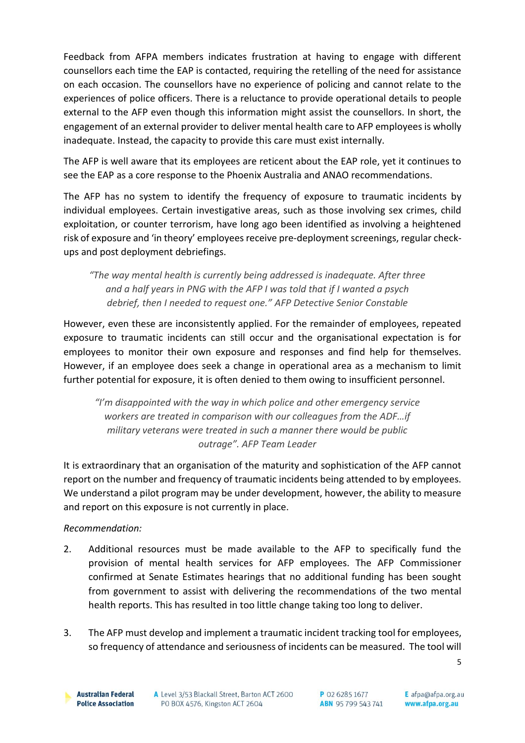Feedback from AFPA members indicates frustration at having to engage with different counsellors each time the EAP is contacted, requiring the retelling of the need for assistance on each occasion. The counsellors have no experience of policing and cannot relate to the experiences of police officers. There is a reluctance to provide operational details to people external to the AFP even though this information might assist the counsellors. In short, the engagement of an external provider to deliver mental health care to AFP employees is wholly inadequate. Instead, the capacity to provide this care must exist internally.

The AFP is well aware that its employees are reticent about the EAP role, yet it continues to see the EAP as a core response to the Phoenix Australia and ANAO recommendations.

The AFP has no system to identify the frequency of exposure to traumatic incidents by individual employees. Certain investigative areas, such as those involving sex crimes, child exploitation, or counter terrorism, have long ago been identified as involving a heightened risk of exposure and 'in theory' employees receive pre-deployment screenings, regular check-ups and post deployment debriefings.

> *"The way mental health is currently being addressed is inadequate. After three and a half years in PNG with the AFP I was told that if I wanted a psych debrief, then I needed to request one." AFP Detective Senior Constable*

However, even these are inconsistently applied. For the remainder of employees, repeated exposure to traumatic incidents can still occur and the organisational expectation is for employees to monitor their own exposure and responses and find help for themselves. However, if an employee does seek a change in operational area as a mechanism to limit further potential for exposure, it is often denied to them owing to insufficient personnel.

> *"I'm disappointed with the way in which police and other emergency service workers are treated in comparison with our colleagues from the ADF…if military veterans were treated in such a manner there would be public outrage". AFP Team Leader*

It is extraordinary that an organisation of the maturity and sophistication of the AFP cannot report on the number and frequency of traumatic incidents being attended to by employees. We understand a pilot program may be under development, however, the ability to measure and report on this exposure is not currently in place.

*Recommendation:*

2. Additional resources must be made available to the AFP to specifically fund the provision of mental health services for AFP employees. The AFP Commissioner confirmed at Senate Estimates hearings that no additional funding has been sought from government to assist with delivering the recommendations of the two mental health reports. This has resulted in too little change taking too long to deliver.

3. The AFP must develop and implement a traumatic incident tracking tool for employees, so frequency of attendance and seriousness of incidents can be measured. The tool will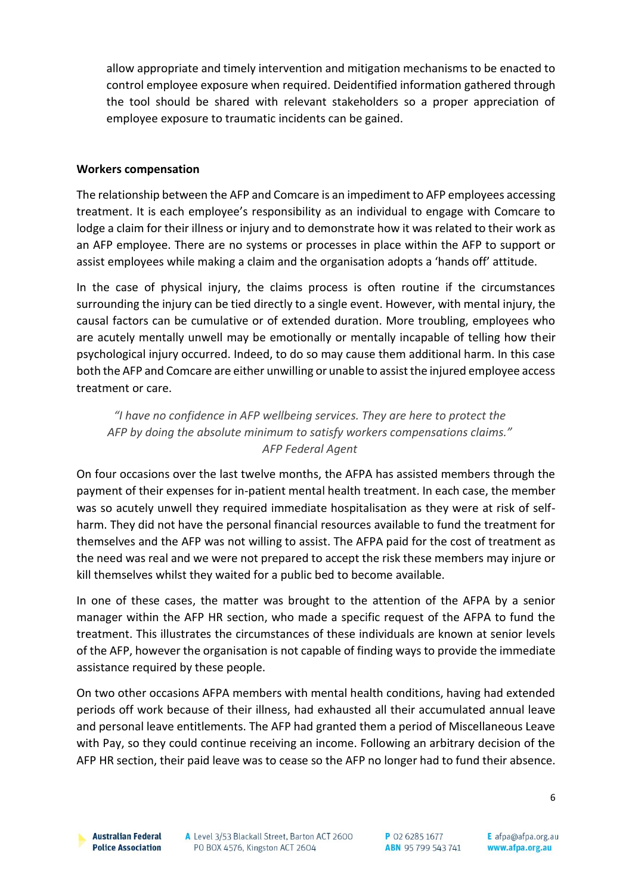allow appropriate and timely intervention and mitigation mechanisms to be enacted to control employee exposure when required. Deidentified information gathered through the tool should be shared with relevant stakeholders so a proper appreciation of employee exposure to traumatic incidents can be gained.

**Workers compensation**

The relationship between the AFP and Comcare is an impediment to AFP employees accessing treatment. It is each employee's responsibility as an individual to engage with Comcare to lodge a claim for their illness or injury and to demonstrate how it was related to their work as an AFP employee. There are no systems or processes in place within the AFP to support or assist employees while making a claim and the organisation adopts a 'hands off' attitude.

In the case of physical injury, the claims process is often routine if the circumstances surrounding the injury can be tied directly to a single event. However, with mental injury, the causal factors can be cumulative or of extended duration. More troubling, employees who are acutely mentally unwell may be emotionally or mentally incapable of telling how their psychological injury occurred. Indeed, to do so may cause them additional harm. In this case both the AFP and Comcare are either unwilling or unable to assist the injured employee access treatment or care.

> *"I have no confidence in AFP wellbeing services. They are here to protect the AFP by doing the absolute minimum to satisfy workers compensations claims."*
> *AFP Federal Agent*

On four occasions over the last twelve months, the AFPA has assisted members through the payment of their expenses for in-patient mental health treatment. In each case, the member was so acutely unwell they required immediate hospitalisation as they were at risk of self-harm. They did not have the personal financial resources available to fund the treatment for themselves and the AFP was not willing to assist. The AFPA paid for the cost of treatment as the need was real and we were not prepared to accept the risk these members may injure or kill themselves whilst they waited for a public bed to become available.

In one of these cases, the matter was brought to the attention of the AFPA by a senior manager within the AFP HR section, who made a specific request of the AFPA to fund the treatment. This illustrates the circumstances of these individuals are known at senior levels of the AFP, however the organisation is not capable of finding ways to provide the immediate assistance required by these people.

On two other occasions AFPA members with mental health conditions, having had extended periods off work because of their illness, had exhausted all their accumulated annual leave and personal leave entitlements. The AFP had granted them a period of Miscellaneous Leave with Pay, so they could continue receiving an income. Following an arbitrary decision of the AFP HR section, their paid leave was to cease so the AFP no longer had to fund their absence.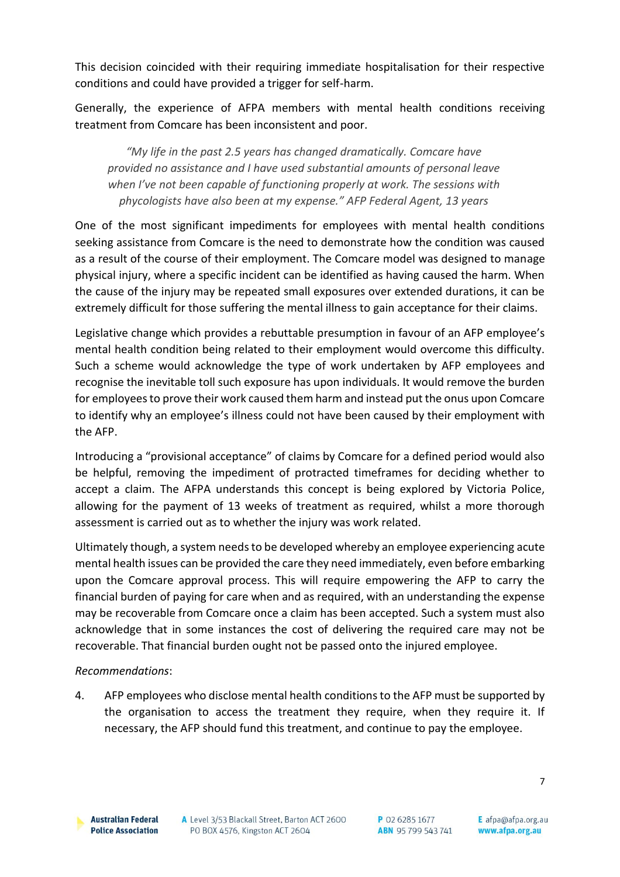This decision coincided with their requiring immediate hospitalisation for their respective conditions and could have provided a trigger for self-harm.

Generally, the experience of AFPA members with mental health conditions receiving treatment from Comcare has been inconsistent and poor.

> *"My life in the past 2.5 years has changed dramatically. Comcare have provided no assistance and I have used substantial amounts of personal leave when I've not been capable of functioning properly at work. The sessions with phycologists have also been at my expense." AFP Federal Agent, 13 years*

One of the most significant impediments for employees with mental health conditions seeking assistance from Comcare is the need to demonstrate how the condition was caused as a result of the course of their employment. The Comcare model was designed to manage physical injury, where a specific incident can be identified as having caused the harm. When the cause of the injury may be repeated small exposures over extended durations, it can be extremely difficult for those suffering the mental illness to gain acceptance for their claims.

Legislative change which provides a rebuttable presumption in favour of an AFP employee's mental health condition being related to their employment would overcome this difficulty. Such a scheme would acknowledge the type of work undertaken by AFP employees and recognise the inevitable toll such exposure has upon individuals. It would remove the burden for employees to prove their work caused them harm and instead put the onus upon Comcare to identify why an employee's illness could not have been caused by their employment with the AFP.

Introducing a "provisional acceptance" of claims by Comcare for a defined period would also be helpful, removing the impediment of protracted timeframes for deciding whether to accept a claim. The AFPA understands this concept is being explored by Victoria Police, allowing for the payment of 13 weeks of treatment as required, whilst a more thorough assessment is carried out as to whether the injury was work related.

Ultimately though, a system needs to be developed whereby an employee experiencing acute mental health issues can be provided the care they need immediately, even before embarking upon the Comcare approval process. This will require empowering the AFP to carry the financial burden of paying for care when and as required, with an understanding the expense may be recoverable from Comcare once a claim has been accepted. Such a system must also acknowledge that in some instances the cost of delivering the required care may not be recoverable. That financial burden ought not be passed onto the injured employee.

*Recommendations*:

4. AFP employees who disclose mental health conditions to the AFP must be supported by the organisation to access the treatment they require, when they require it. If necessary, the AFP should fund this treatment, and continue to pay the employee.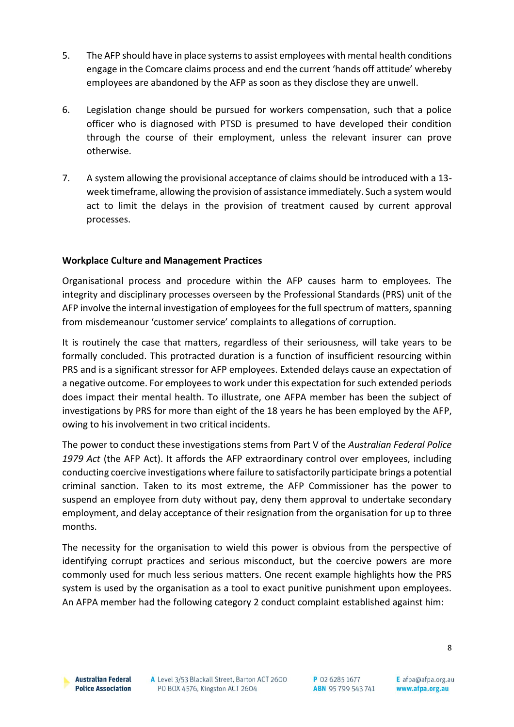5. The AFP should have in place systems to assist employees with mental health conditions engage in the Comcare claims process and end the current 'hands off attitude' whereby employees are abandoned by the AFP as soon as they disclose they are unwell.

6. Legislation change should be pursued for workers compensation, such that a police officer who is diagnosed with PTSD is presumed to have developed their condition through the course of their employment, unless the relevant insurer can prove otherwise.

7. A system allowing the provisional acceptance of claims should be introduced with a 13-week timeframe, allowing the provision of assistance immediately. Such a system would act to limit the delays in the provision of treatment caused by current approval processes.

**Workplace Culture and Management Practices**

Organisational process and procedure within the AFP causes harm to employees. The integrity and disciplinary processes overseen by the Professional Standards (PRS) unit of the AFP involve the internal investigation of employees for the full spectrum of matters, spanning from misdemeanour 'customer service' complaints to allegations of corruption.

It is routinely the case that matters, regardless of their seriousness, will take years to be formally concluded. This protracted duration is a function of insufficient resourcing within PRS and is a significant stressor for AFP employees. Extended delays cause an expectation of a negative outcome. For employees to work under this expectation for such extended periods does impact their mental health. To illustrate, one AFPA member has been the subject of investigations by PRS for more than eight of the 18 years he has been employed by the AFP, owing to his involvement in two critical incidents.

The power to conduct these investigations stems from Part V of the *Australian Federal Police 1979 Act* (the AFP Act). It affords the AFP extraordinary control over employees, including conducting coercive investigations where failure to satisfactorily participate brings a potential criminal sanction. Taken to its most extreme, the AFP Commissioner has the power to suspend an employee from duty without pay, deny them approval to undertake secondary employment, and delay acceptance of their resignation from the organisation for up to three months.

The necessity for the organisation to wield this power is obvious from the perspective of identifying corrupt practices and serious misconduct, but the coercive powers are more commonly used for much less serious matters. One recent example highlights how the PRS system is used by the organisation as a tool to exact punitive punishment upon employees. An AFPA member had the following category 2 conduct complaint established against him: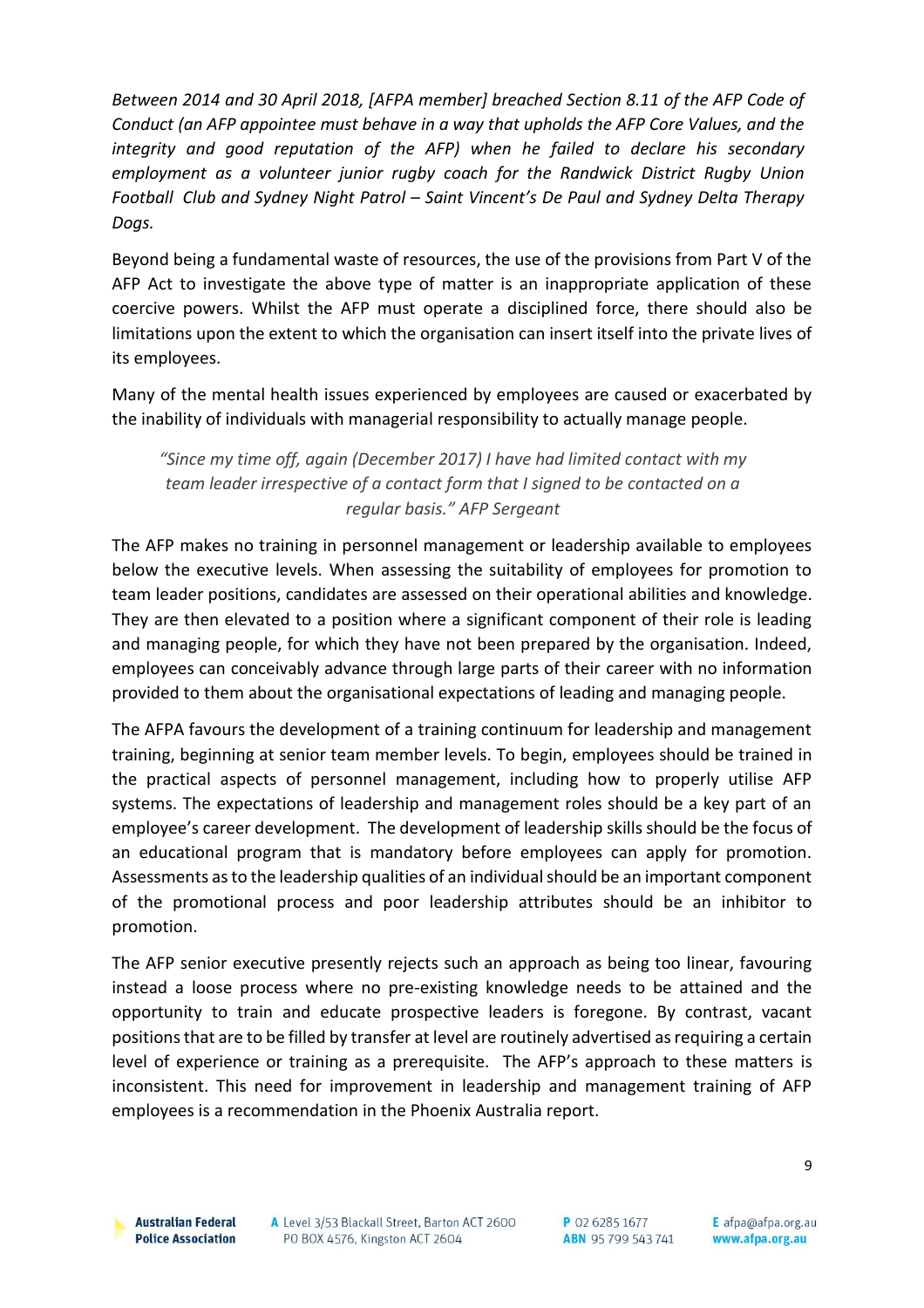*Between 2014 and 30 April 2018, [AFPA member] breached Section 8.11 of the AFP Code of Conduct (an AFP appointee must behave in a way that upholds the AFP Core Values, and the integrity and good reputation of the AFP) when he failed to declare his secondary employment as a volunteer junior rugby coach for the Randwick District Rugby Union Football Club and Sydney Night Patrol – Saint Vincent's De Paul and Sydney Delta Therapy Dogs.*

Beyond being a fundamental waste of resources, the use of the provisions from Part V of the AFP Act to investigate the above type of matter is an inappropriate application of these coercive powers. Whilst the AFP must operate a disciplined force, there should also be limitations upon the extent to which the organisation can insert itself into the private lives of its employees.

Many of the mental health issues experienced by employees are caused or exacerbated by the inability of individuals with managerial responsibility to actually manage people.

> *"Since my time off, again (December 2017) I have had limited contact with my team leader irrespective of a contact form that I signed to be contacted on a regular basis." AFP Sergeant*

The AFP makes no training in personnel management or leadership available to employees below the executive levels. When assessing the suitability of employees for promotion to team leader positions, candidates are assessed on their operational abilities and knowledge. They are then elevated to a position where a significant component of their role is leading and managing people, for which they have not been prepared by the organisation. Indeed, employees can conceivably advance through large parts of their career with no information provided to them about the organisational expectations of leading and managing people.

The AFPA favours the development of a training continuum for leadership and management training, beginning at senior team member levels. To begin, employees should be trained in the practical aspects of personnel management, including how to properly utilise AFP systems. The expectations of leadership and management roles should be a key part of an employee's career development. The development of leadership skills should be the focus of an educational program that is mandatory before employees can apply for promotion. Assessments as to the leadership qualities of an individual should be an important component of the promotional process and poor leadership attributes should be an inhibitor to promotion.

The AFP senior executive presently rejects such an approach as being too linear, favouring instead a loose process where no pre-existing knowledge needs to be attained and the opportunity to train and educate prospective leaders is foregone. By contrast, vacant positions that are to be filled by transfer at level are routinely advertised as requiring a certain level of experience or training as a prerequisite. The AFP's approach to these matters is inconsistent. This need for improvement in leadership and management training of AFP employees is a recommendation in the Phoenix Australia report.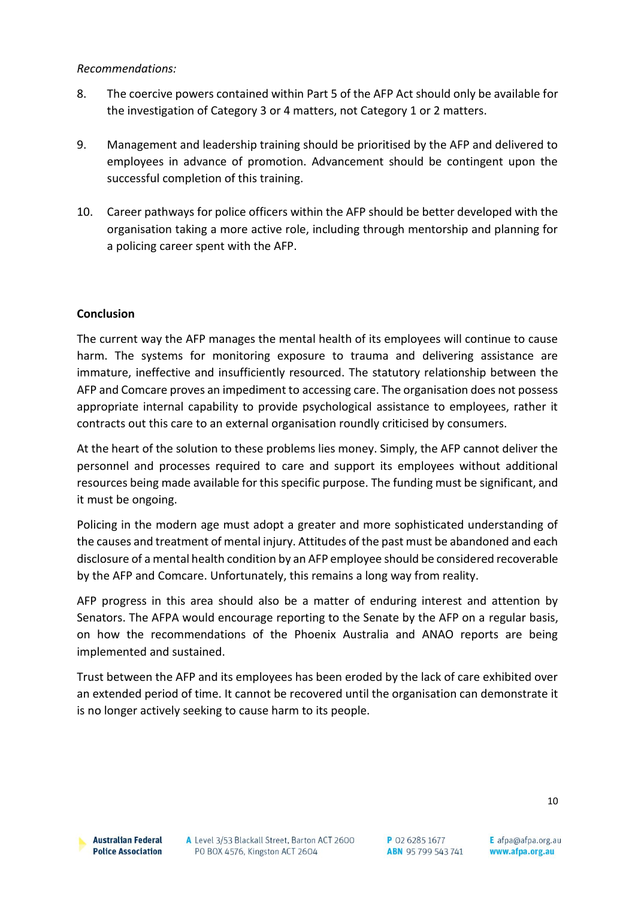*Recommendations:*

8. The coercive powers contained within Part 5 of the AFP Act should only be available for the investigation of Category 3 or 4 matters, not Category 1 or 2 matters.

9. Management and leadership training should be prioritised by the AFP and delivered to employees in advance of promotion. Advancement should be contingent upon the successful completion of this training.

10. Career pathways for police officers within the AFP should be better developed with the organisation taking a more active role, including through mentorship and planning for a policing career spent with the AFP.

**Conclusion**

The current way the AFP manages the mental health of its employees will continue to cause harm. The systems for monitoring exposure to trauma and delivering assistance are immature, ineffective and insufficiently resourced. The statutory relationship between the AFP and Comcare proves an impediment to accessing care. The organisation does not possess appropriate internal capability to provide psychological assistance to employees, rather it contracts out this care to an external organisation roundly criticised by consumers.

At the heart of the solution to these problems lies money. Simply, the AFP cannot deliver the personnel and processes required to care and support its employees without additional resources being made available for this specific purpose. The funding must be significant, and it must be ongoing.

Policing in the modern age must adopt a greater and more sophisticated understanding of the causes and treatment of mental injury. Attitudes of the past must be abandoned and each disclosure of a mental health condition by an AFP employee should be considered recoverable by the AFP and Comcare. Unfortunately, this remains a long way from reality.

AFP progress in this area should also be a matter of enduring interest and attention by Senators. The AFPA would encourage reporting to the Senate by the AFP on a regular basis, on how the recommendations of the Phoenix Australia and ANAO reports are being implemented and sustained.

Trust between the AFP and its employees has been eroded by the lack of care exhibited over an extended period of time. It cannot be recovered until the organisation can demonstrate it is no longer actively seeking to cause harm to its people.